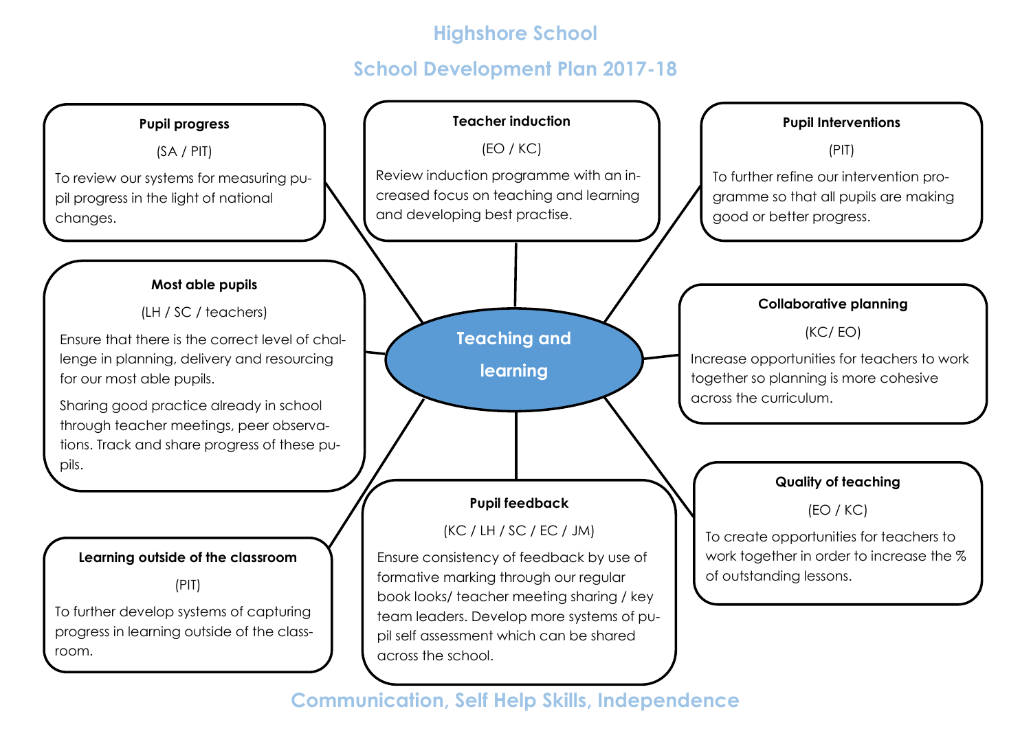# Highshore School

## School Development Plan 2017-18

## Teaching and learning

### Pupil progress

(SA / PIT)

To review our systems for measuring pupil progress in the light of national changes.

### Teacher induction

(EO / KC)

Review induction programme with an increased focus on teaching and learning and developing best practise.

### Pupil Interventions

(PIT)

To further refine our intervention programme so that all pupils are making good or better progress.

### Most able pupils

(LH / SC / teachers)

Ensure that there is the correct level of challenge in planning, delivery and resourcing for our most able pupils.

Sharing good practice already in school through teacher meetings, peer observations. Track and share progress of these pupils.

### Collaborative planning

(KC/ EO)

Increase opportunities for teachers to work together so planning is more cohesive across the curriculum.

### Quality of teaching

(EO / KC)

To create opportunities for teachers to work together in order to increase the % of outstanding lessons.

### Learning outside of the classroom

(PIT)

To further develop systems of capturing progress in learning outside of the classroom.

### Pupil feedback

(KC / LH / SC / EC / JM)

Ensure consistency of feedback by use of formative marking through our regular book looks/ teacher meeting sharing / key team leaders. Develop more systems of pupil self assessment which can be shared across the school.

**Communication, Self Help Skills, Independence**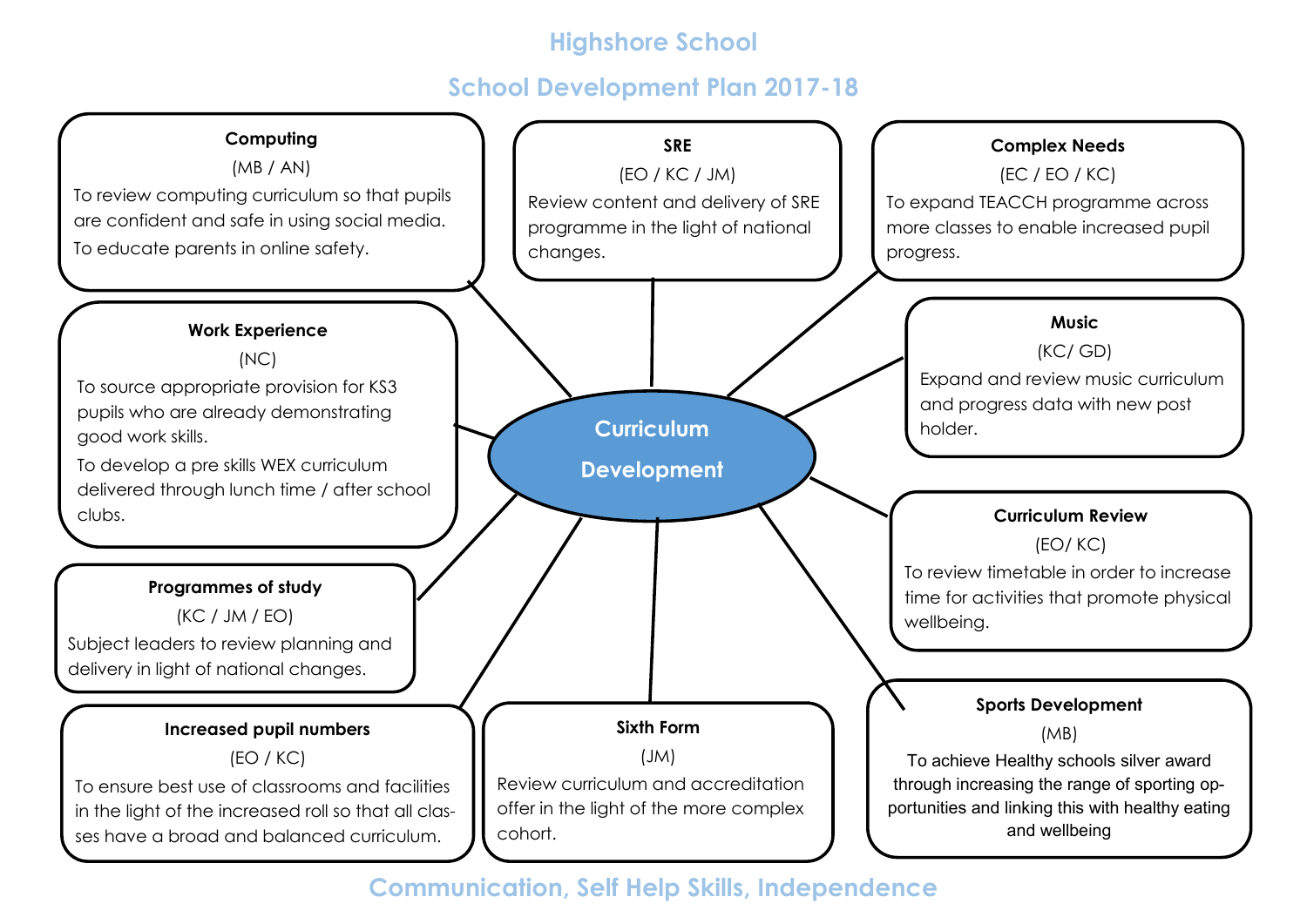# Highshore School

## School Development Plan 2017-18

### Curriculum Development

**Computing**

(MB / AN)

To review computing curriculum so that pupils are confident and safe in using social media.

To educate parents in online safety.

**SRE**

(EO / KC / JM)

Review content and delivery of SRE programme in the light of national changes.

**Complex Needs**

(EC / EO / KC)

To expand TEACCH programme across more classes to enable increased pupil progress.

**Work Experience**

(NC)

To source appropriate provision for KS3 pupils who are already demonstrating good work skills.

To develop a pre skills WEX curriculum delivered through lunch time / after school clubs.

**Music**

(KC/ GD)

Expand and review music curriculum and progress data with new post holder.

**Curriculum Review**

(EO/ KC)

To review timetable in order to increase time for activities that promote physical wellbeing.

**Programmes of study**

(KC / JM / EO)

Subject leaders to review planning and delivery in light of national changes.

**Increased pupil numbers**

(EO / KC)

To ensure best use of classrooms and facilities in the light of the increased roll so that all classes have a broad and balanced curriculum.

**Sixth Form**

(JM)

Review curriculum and accreditation offer in the light of the more complex cohort.

**Sports Development**

(MB)

To achieve Healthy schools silver award through increasing the range of sporting opportunities and linking this with healthy eating and wellbeing

## Communication, Self Help Skills, Independence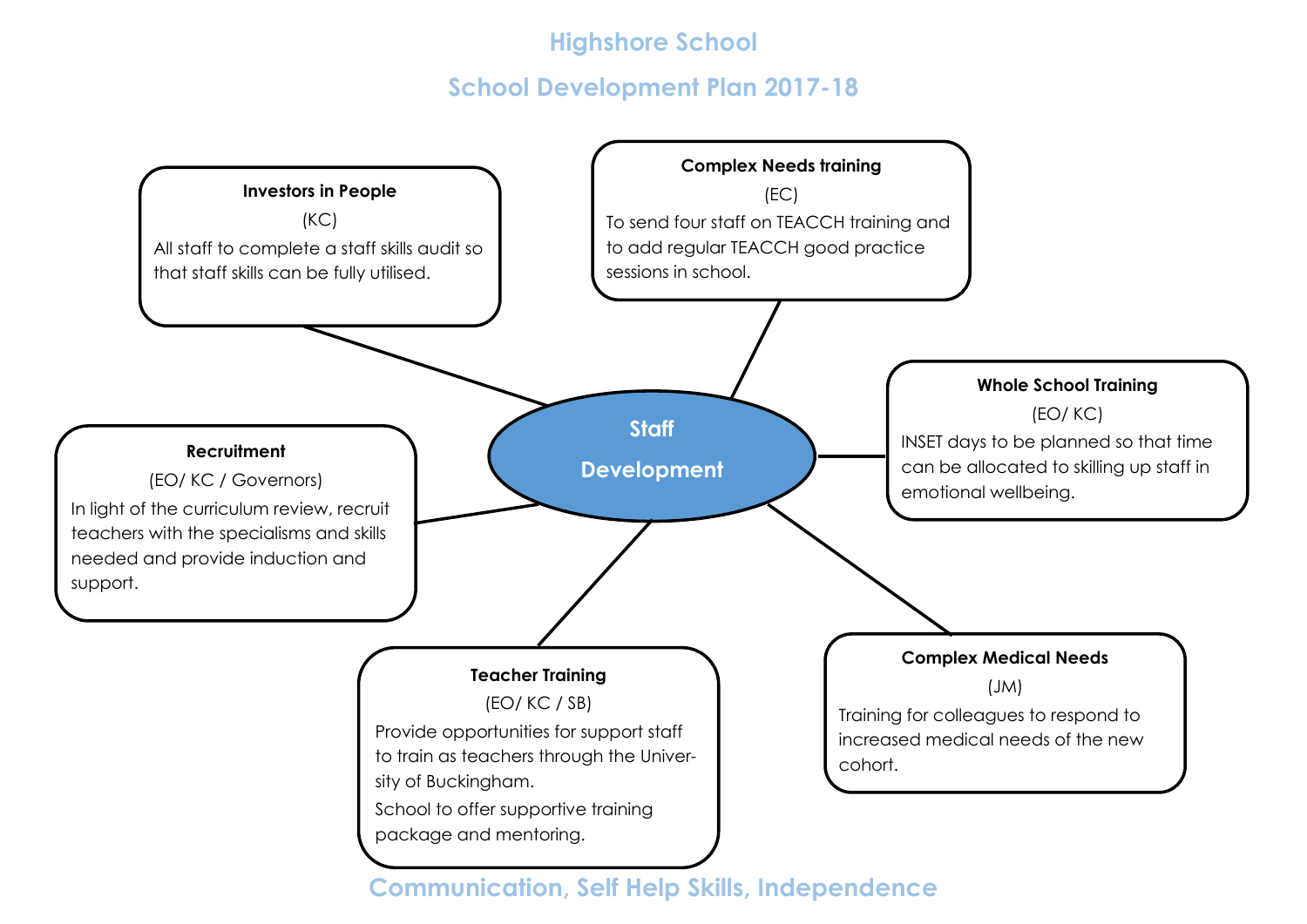# Highshore School

## School Development Plan 2017-18

### Staff Development

**Investors in People**

(KC)

All staff to complete a staff skills audit so that staff skills can be fully utilised.

**Complex Needs training**

(EC)

To send four staff on TEACCH training and to add regular TEACCH good practice sessions in school.

**Whole School Training**

(EO/ KC)

INSET days to be planned so that time can be allocated to skilling up staff in emotional wellbeing.

**Recruitment**

(EO/ KC / Governors)

In light of the curriculum review, recruit teachers with the specialisms and skills needed and provide induction and support.

**Teacher Training**

(EO/ KC / SB)

Provide opportunities for support staff to train as teachers through the University of Buckingham.

School to offer supportive training package and mentoring.

**Complex Medical Needs**

(JM)

Training for colleagues to respond to increased medical needs of the new cohort.

Communication, Self Help Skills, Independence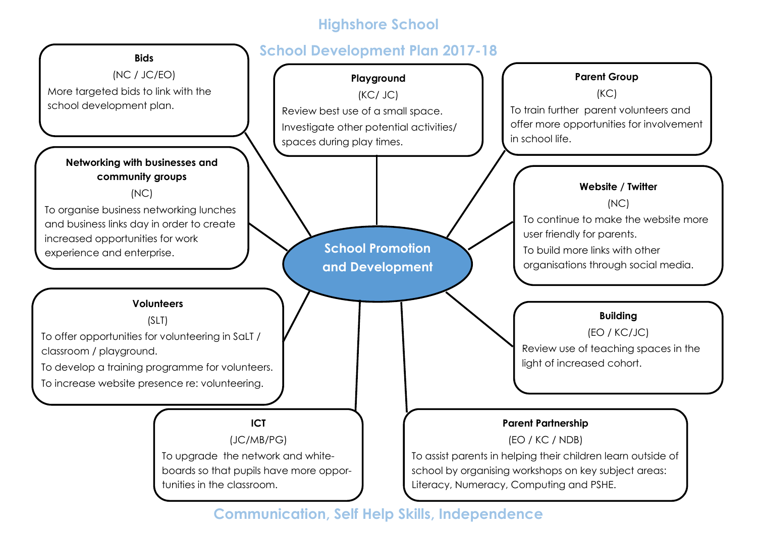# Highshore School

## School Development Plan 2017-18

## School Promotion and Development

### Bids
(NC / JC/EO)

More targeted bids to link with the school development plan.

### Playground
(KC/ JC)

Review best use of a small space.

Investigate other potential activities/ spaces during play times.

### Parent Group
(KC)

To train further parent volunteers and offer more opportunities for involvement in school life.

### Networking with businesses and community groups
(NC)

To organise business networking lunches and business links day in order to create increased opportunities for work experience and enterprise.

### Website / Twitter
(NC)

To continue to make the website more user friendly for parents.

To build more links with other organisations through social media.

### Volunteers
(SLT)

To offer opportunities for volunteering in SaLT / classroom / playground.

To develop a training programme for volunteers.

To increase website presence re: volunteering.

### Building
(EO / KC/JC)

Review use of teaching spaces in the light of increased cohort.

### ICT
(JC/MB/PG)

To upgrade the network and white-boards so that pupils have more opportunities in the classroom.

### Parent Partnership
(EO / KC / NDB)

To assist parents in helping their children learn outside of school by organising workshops on key subject areas: Literacy, Numeracy, Computing and PSHE.

**Communication, Self Help Skills, Independence**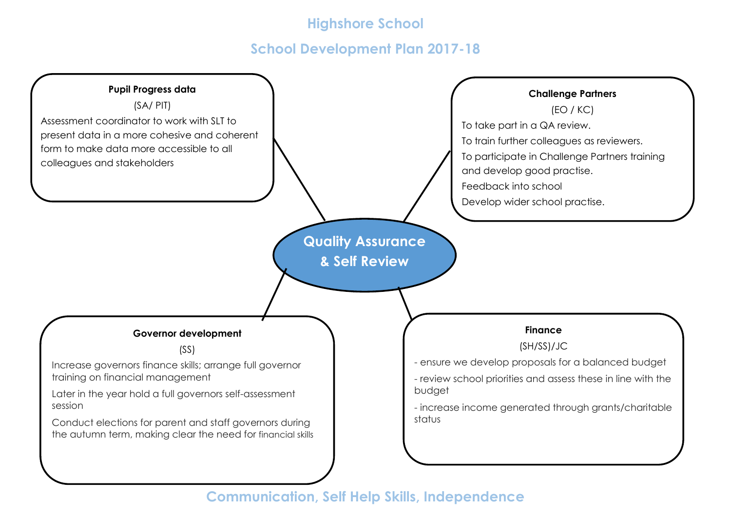# Highshore School

## School Development Plan 2017-18

## Quality Assurance & Self Review

### Pupil Progress data

(SA/ PIT)

Assessment coordinator to work with SLT to present data in a more cohesive and coherent form to make data more accessible to all colleagues and stakeholders

### Challenge Partners

(EO / KC)

To take part in a QA review.

To train further colleagues as reviewers.

To participate in Challenge Partners training and develop good practise.

Feedback into school

Develop wider school practise.

### Governor development

(SS)

Increase governors finance skills; arrange full governor training on financial management

Later in the year hold a full governors self-assessment session

Conduct elections for parent and staff governors during the autumn term, making clear the need for financial skills

### Finance

(SH/SS)/JC

- ensure we develop proposals for a balanced budget
- review school priorities and assess these in line with the budget
- increase income generated through grants/charitable status

**Communication, Self Help Skills, Independence**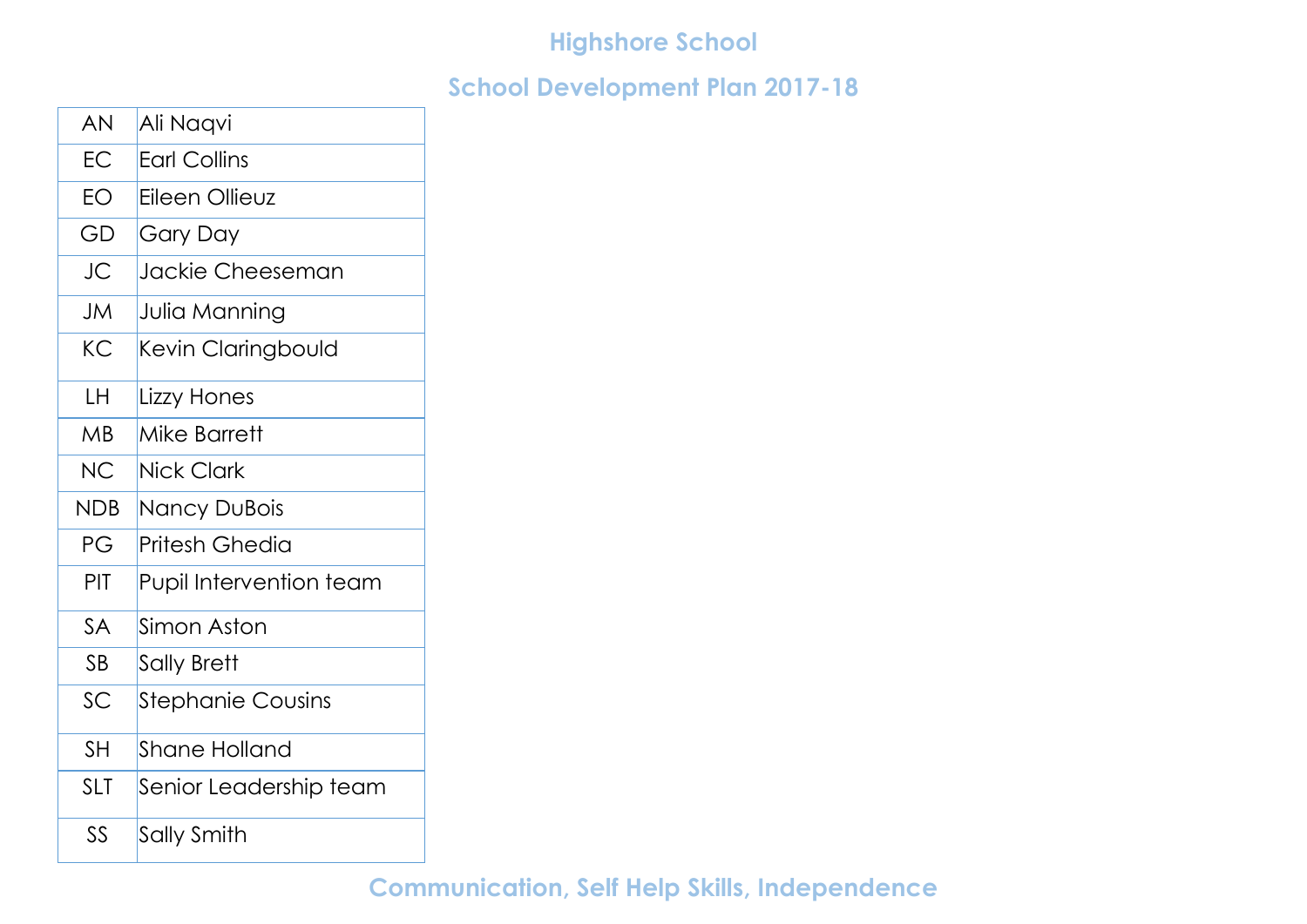| | |
|---|---|
| AN | Ali Naqvi |
| EC | Earl Collins |
| EO | Eileen Ollieuz |
| GD | Gary Day |
| JC | Jackie Cheeseman |
| JM | Julia Manning |
| KC | Kevin Claringbould |
| LH | Lizzy Hones |
| MB | Mike Barrett |
| NC | Nick Clark |
| NDB | Nancy DuBois |
| PG | Pritesh Ghedia |
| PIT | Pupil Intervention team |
| SA | Simon Aston |
| SB | Sally Brett |
| SC | Stephanie Cousins |
| SH | Shane Holland |
| SLT | Senior Leadership team |
| SS | Sally Smith |